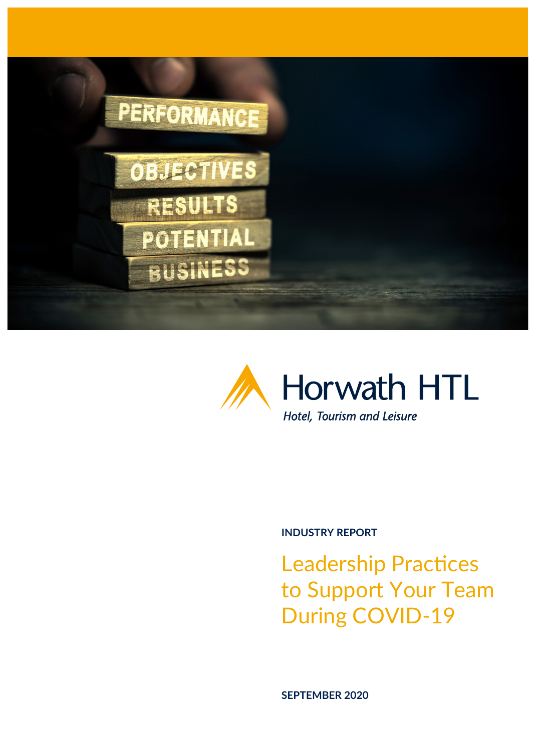Horwath HTL

*Hotel, Tourism and Leisure*

**INDUSTRY REPORT**

# Leadership Practices to Support Your Team During COVID-19

**SEPTEMBER 2020**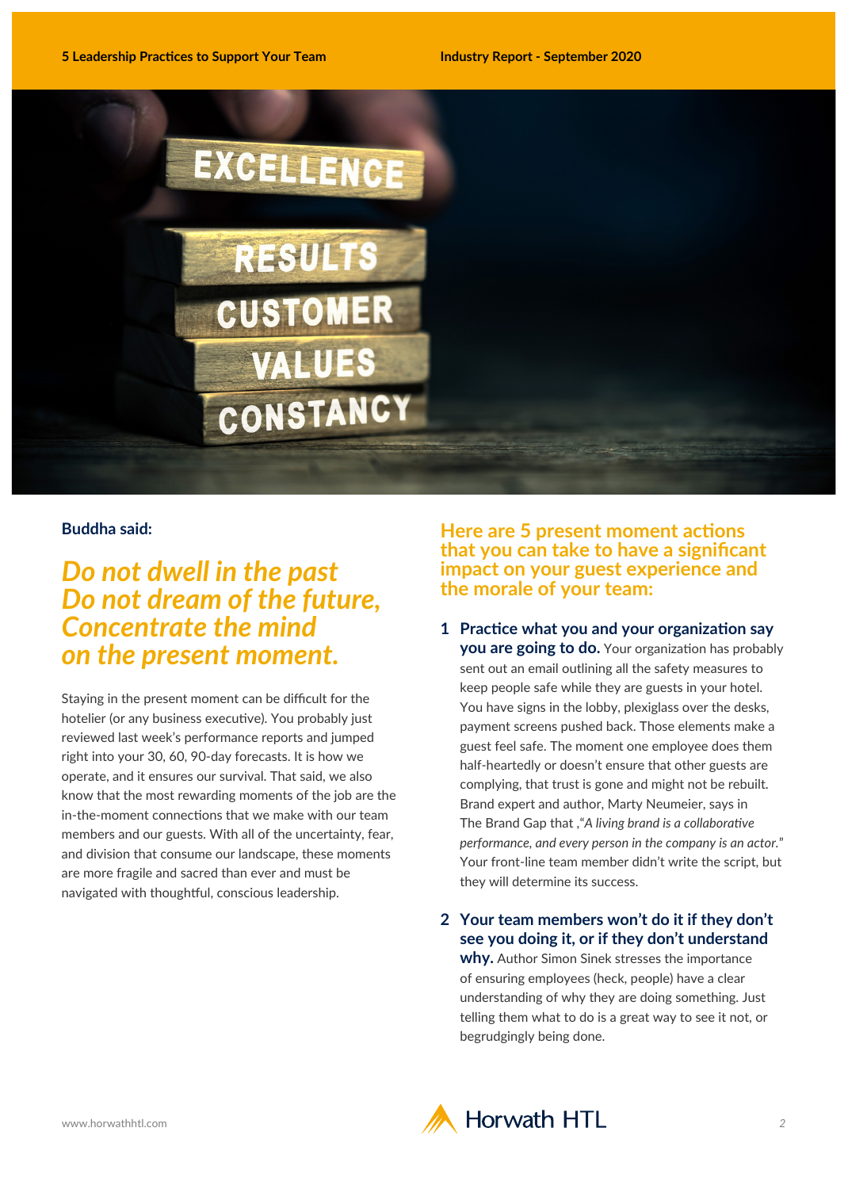**Buddha said:**

## *Do not dwell in the past Do not dream of the future, Concentrate the mind on the present moment.*

Staying in the present moment can be difficult for the hotelier (or any business executive). You probably just reviewed last week's performance reports and jumped right into your 30, 60, 90-day forecasts. It is how we operate, and it ensures our survival. That said, we also know that the most rewarding moments of the job are the in-the-moment connections that we make with our team members and our guests. With all of the uncertainty, fear, and division that consume our landscape, these moments are more fragile and sacred than ever and must be navigated with thoughtful, conscious leadership.

## Here are 5 present moment actions that you can take to have a significant impact on your guest experience and the morale of your team:

1. **Practice what you and your organization say you are going to do.** Your organization has probably sent out an email outlining all the safety measures to keep people safe while they are guests in your hotel. You have signs in the lobby, plexiglass over the desks, payment screens pushed back. Those elements make a guest feel safe. The moment one employee does them half-heartedly or doesn't ensure that other guests are complying, that trust is gone and might not be rebuilt. Brand expert and author, Marty Neumeier, says in The Brand Gap that ,"*A living brand is a collaborative performance, and every person in the company is an actor.*" Your front-line team member didn't write the script, but they will determine its success.

2. **Your team members won't do it if they don't see you doing it, or if they don't understand why.** Author Simon Sinek stresses the importance of ensuring employees (heck, people) have a clear understanding of why they are doing something. Just telling them what to do is a great way to see it not, or begrudgingly being done.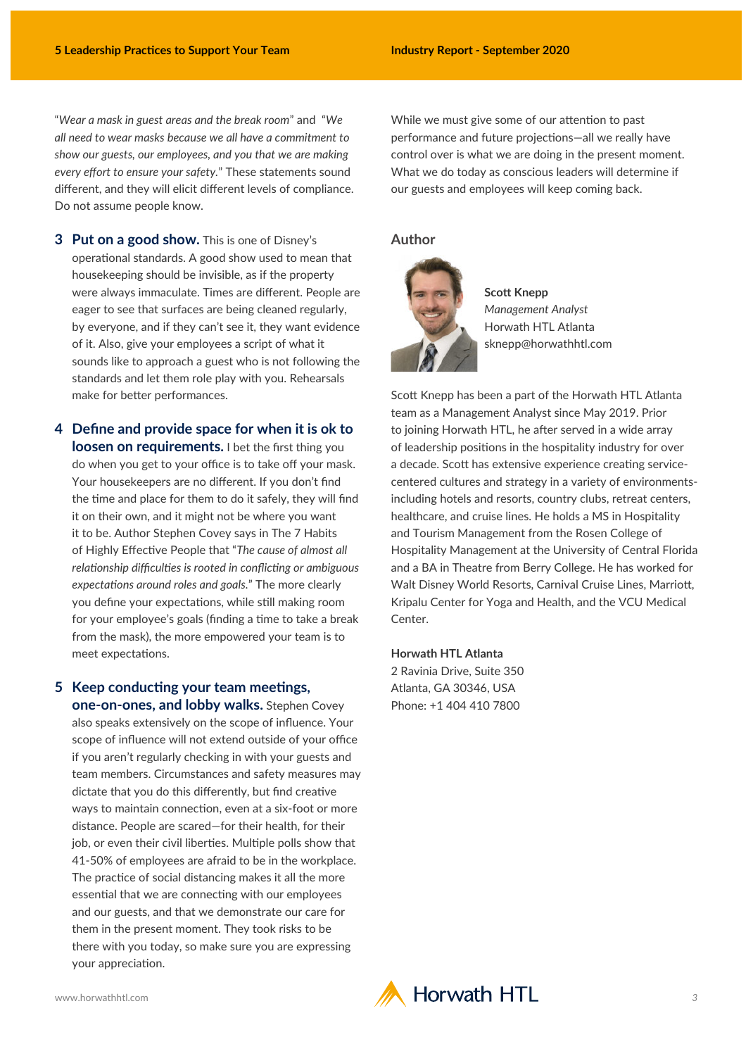"*Wear a mask in guest areas and the break room*" and "*We all need to wear masks because we all have a commitment to show our guests, our employees, and you that we are making every effort to ensure your safety.*" These statements sound different, and they will elicit different levels of compliance. Do not assume people know.

3. **Put on a good show.** This is one of Disney's operational standards. A good show used to mean that housekeeping should be invisible, as if the property were always immaculate. Times are different. People are eager to see that surfaces are being cleaned regularly, by everyone, and if they can't see it, they want evidence of it. Also, give your employees a script of what it sounds like to approach a guest who is not following the standards and let them role play with you. Rehearsals make for better performances.

4. **Define and provide space for when it is ok to loosen on requirements.** I bet the first thing you do when you get to your office is to take off your mask. Your housekeepers are no different. If you don't find the time and place for them to do it safely, they will find it on their own, and it might not be where you want it to be. Author Stephen Covey says in The 7 Habits of Highly Effective People that "*The cause of almost all relationship difficulties is rooted in conflicting or ambiguous expectations around roles and goals.*" The more clearly you define your expectations, while still making room for your employee's goals (finding a time to take a break from the mask), the more empowered your team is to meet expectations.

5. **Keep conducting your team meetings, one-on-ones, and lobby walks.** Stephen Covey also speaks extensively on the scope of influence. Your scope of influence will not extend outside of your office if you aren't regularly checking in with your guests and team members. Circumstances and safety measures may dictate that you do this differently, but find creative ways to maintain connection, even at a six-foot or more distance. People are scared—for their health, for their job, or even their civil liberties. Multiple polls show that 41-50% of employees are afraid to be in the workplace. The practice of social distancing makes it all the more essential that we are connecting with our employees and our guests, and that we demonstrate our care for them in the present moment. They took risks to be there with you today, so make sure you are expressing your appreciation.

While we must give some of our attention to past performance and future projections—all we really have control over is what we are doing in the present moment. What we do today as conscious leaders will determine if our guests and employees will keep coming back.

## Author

**Scott Knepp**
*Management Analyst*
Horwath HTL Atlanta
sknepp@horwathhtl.com

Scott Knepp has been a part of the Horwath HTL Atlanta team as a Management Analyst since May 2019. Prior to joining Horwath HTL, he after served in a wide array of leadership positions in the hospitality industry for over a decade. Scott has extensive experience creating service-centered cultures and strategy in a variety of environments-including hotels and resorts, country clubs, retreat centers, healthcare, and cruise lines. He holds a MS in Hospitality and Tourism Management from the Rosen College of Hospitality Management at the University of Central Florida and a BA in Theatre from Berry College. He has worked for Walt Disney World Resorts, Carnival Cruise Lines, Marriott, Kripalu Center for Yoga and Health, and the VCU Medical Center.

**Horwath HTL Atlanta**
2 Ravinia Drive, Suite 350
Atlanta, GA 30346, USA
Phone: +1 404 410 7800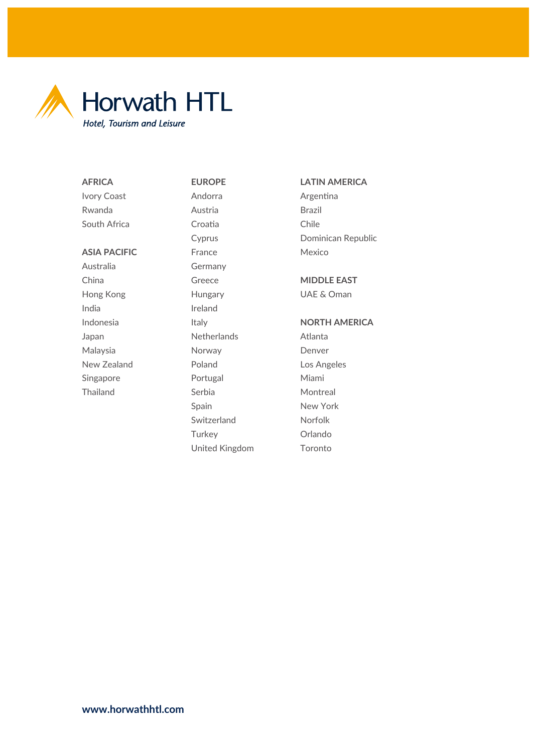# Horwath HTL

*Hotel, Tourism and Leisure*

**AFRICA**

Ivory Coast
Rwanda
South Africa

**ASIA PACIFIC**

Australia
China
Hong Kong
India
Indonesia
Japan
Malaysia
New Zealand
Singapore
Thailand

**EUROPE**

Andorra
Austria
Croatia
Cyprus
France
Germany
Greece
Hungary
Ireland
Italy
Netherlands
Norway
Poland
Portugal
Serbia
Spain
Switzerland
Turkey
United Kingdom

**LATIN AMERICA**

Argentina
Brazil
Chile
Dominican Republic
Mexico

**MIDDLE EAST**

UAE & Oman

**NORTH AMERICA**

Atlanta
Denver
Los Angeles
Miami
Montreal
New York
Norfolk
Orlando
Toronto

**www.horwathhtl.com**